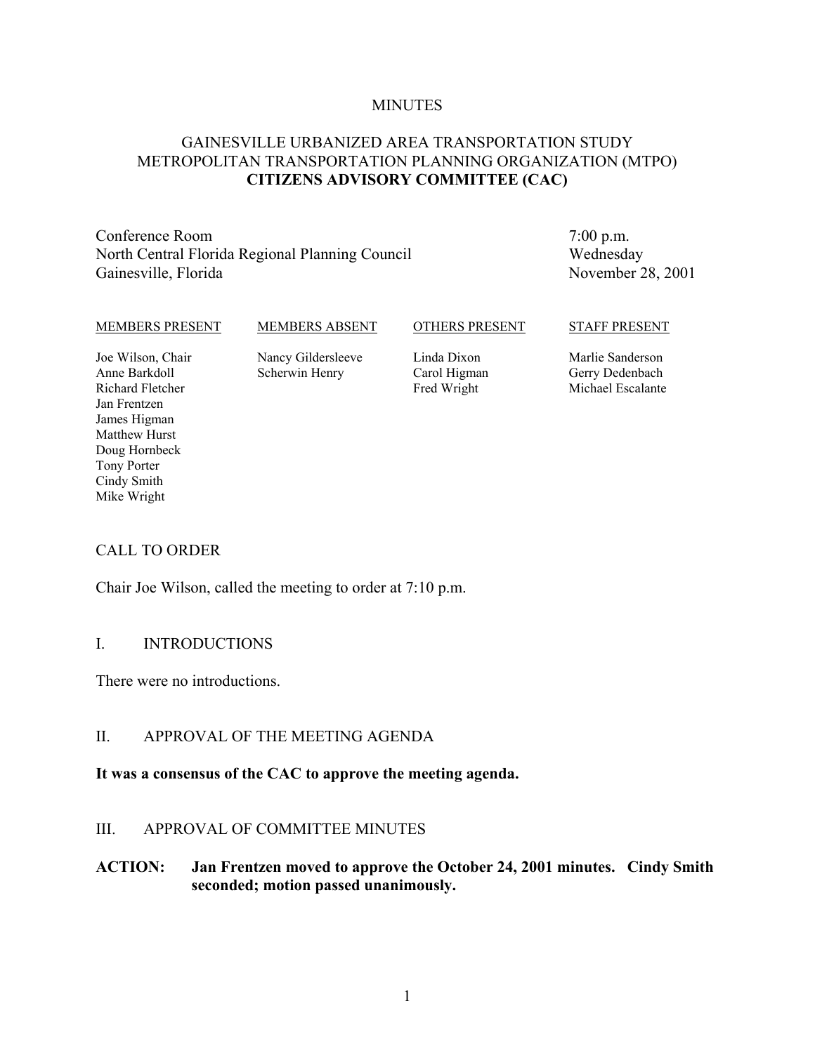MINUTES

# GAINESVILLE URBANIZED AREA TRANSPORTATION STUDY
# METROPOLITAN TRANSPORTATION PLANNING ORGANIZATION (MTPO)
# **CITIZENS ADVISORY COMMITTEE (CAC)**

Conference Room
North Central Florida Regional Planning Council
Gainesville, Florida

7:00 p.m.
Wednesday
November 28, 2001

| MEMBERS PRESENT | MEMBERS ABSENT | OTHERS PRESENT | STAFF PRESENT |
|---|---|---|---|
| Joe Wilson, Chair | Nancy Gildersleeve | Linda Dixon | Marlie Sanderson |
| Anne Barkdoll | Scherwin Henry | Carol Higman | Gerry Dedenbach |
| Richard Fletcher | | Fred Wright | Michael Escalante |
| Jan Frentzen | | | |
| James Higman | | | |
| Matthew Hurst | | | |
| Doug Hornbeck | | | |
| Tony Porter | | | |
| Cindy Smith | | | |
| Mike Wright | | | |

## CALL TO ORDER

Chair Joe Wilson, called the meeting to order at 7:10 p.m.

## I. INTRODUCTIONS

There were no introductions.

## II. APPROVAL OF THE MEETING AGENDA

**It was a consensus of the CAC to approve the meeting agenda.**

## III. APPROVAL OF COMMITTEE MINUTES

**ACTION: Jan Frentzen moved to approve the October 24, 2001 minutes. Cindy Smith seconded; motion passed unanimously.**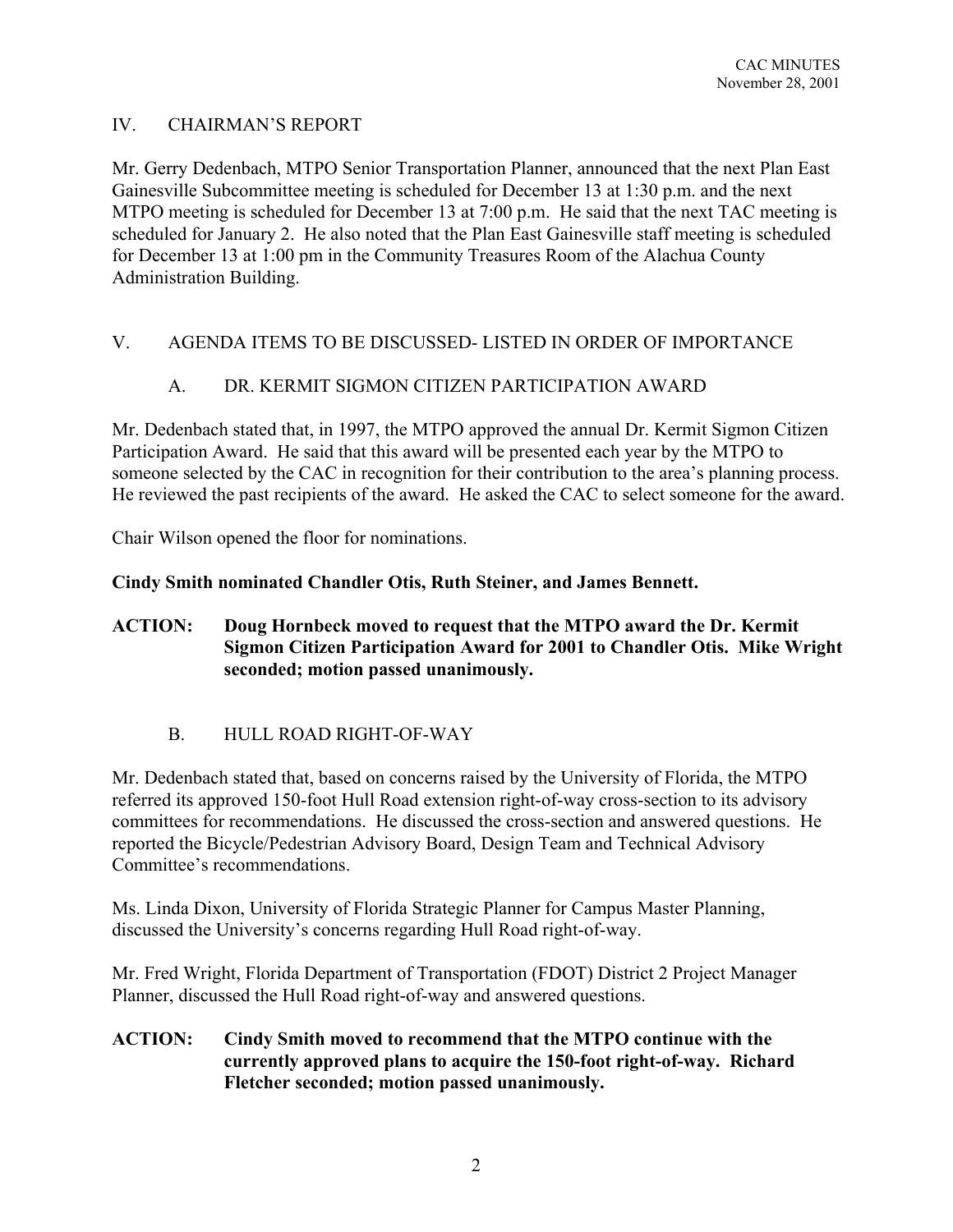## IV. CHAIRMAN'S REPORT

Mr. Gerry Dedenbach, MTPO Senior Transportation Planner, announced that the next Plan East Gainesville Subcommittee meeting is scheduled for December 13 at 1:30 p.m. and the next MTPO meeting is scheduled for December 13 at 7:00 p.m. He said that the next TAC meeting is scheduled for January 2. He also noted that the Plan East Gainesville staff meeting is scheduled for December 13 at 1:00 pm in the Community Treasures Room of the Alachua County Administration Building.

## V. AGENDA ITEMS TO BE DISCUSSED- LISTED IN ORDER OF IMPORTANCE

### A. DR. KERMIT SIGMON CITIZEN PARTICIPATION AWARD

Mr. Dedenbach stated that, in 1997, the MTPO approved the annual Dr. Kermit Sigmon Citizen Participation Award. He said that this award will be presented each year by the MTPO to someone selected by the CAC in recognition for their contribution to the area's planning process. He reviewed the past recipients of the award. He asked the CAC to select someone for the award.

Chair Wilson opened the floor for nominations.

**Cindy Smith nominated Chandler Otis, Ruth Steiner, and James Bennett.**

**ACTION: Doug Hornbeck moved to request that the MTPO award the Dr. Kermit Sigmon Citizen Participation Award for 2001 to Chandler Otis. Mike Wright seconded; motion passed unanimously.**

### B. HULL ROAD RIGHT-OF-WAY

Mr. Dedenbach stated that, based on concerns raised by the University of Florida, the MTPO referred its approved 150-foot Hull Road extension right-of-way cross-section to its advisory committees for recommendations. He discussed the cross-section and answered questions. He reported the Bicycle/Pedestrian Advisory Board, Design Team and Technical Advisory Committee's recommendations.

Ms. Linda Dixon, University of Florida Strategic Planner for Campus Master Planning, discussed the University's concerns regarding Hull Road right-of-way.

Mr. Fred Wright, Florida Department of Transportation (FDOT) District 2 Project Manager Planner, discussed the Hull Road right-of-way and answered questions.

**ACTION: Cindy Smith moved to recommend that the MTPO continue with the currently approved plans to acquire the 150-foot right-of-way. Richard Fletcher seconded; motion passed unanimously.**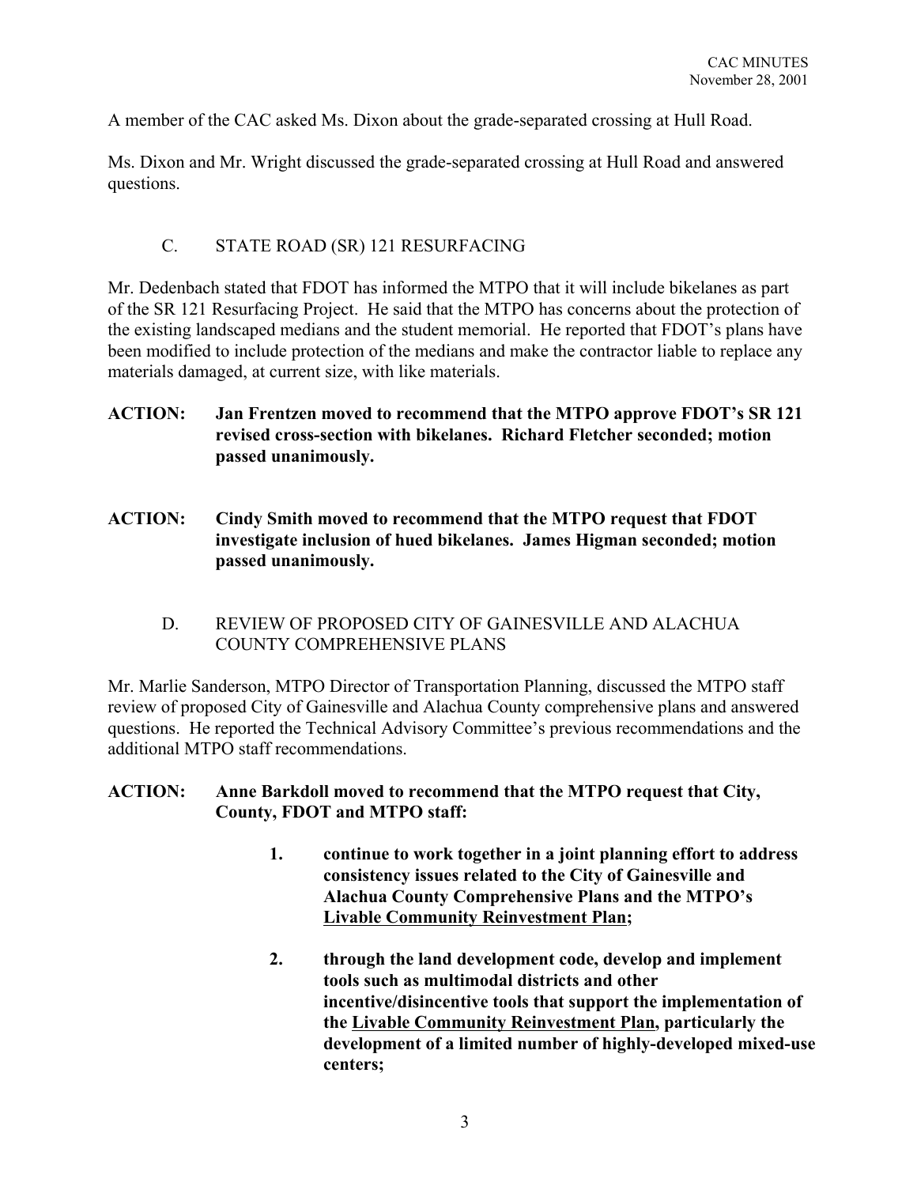A member of the CAC asked Ms. Dixon about the grade-separated crossing at Hull Road.

Ms. Dixon and Mr. Wright discussed the grade-separated crossing at Hull Road and answered questions.

## C. STATE ROAD (SR) 121 RESURFACING

Mr. Dedenbach stated that FDOT has informed the MTPO that it will include bikelanes as part of the SR 121 Resurfacing Project. He said that the MTPO has concerns about the protection of the existing landscaped medians and the student memorial. He reported that FDOT's plans have been modified to include protection of the medians and make the contractor liable to replace any materials damaged, at current size, with like materials.

**ACTION: Jan Frentzen moved to recommend that the MTPO approve FDOT's SR 121 revised cross-section with bikelanes. Richard Fletcher seconded; motion passed unanimously.**

**ACTION: Cindy Smith moved to recommend that the MTPO request that FDOT investigate inclusion of hued bikelanes. James Higman seconded; motion passed unanimously.**

## D. REVIEW OF PROPOSED CITY OF GAINESVILLE AND ALACHUA COUNTY COMPREHENSIVE PLANS

Mr. Marlie Sanderson, MTPO Director of Transportation Planning, discussed the MTPO staff review of proposed City of Gainesville and Alachua County comprehensive plans and answered questions. He reported the Technical Advisory Committee's previous recommendations and the additional MTPO staff recommendations.

**ACTION: Anne Barkdoll moved to recommend that the MTPO request that City, County, FDOT and MTPO staff:**

1. **continue to work together in a joint planning effort to address consistency issues related to the City of Gainesville and Alachua County Comprehensive Plans and the MTPO's <u>Livable Community Reinvestment Plan</u>;**

2. **through the land development code, develop and implement tools such as multimodal districts and other incentive/disincentive tools that support the implementation of the <u>Livable Community Reinvestment Plan</u>, particularly the development of a limited number of highly-developed mixed-use centers;**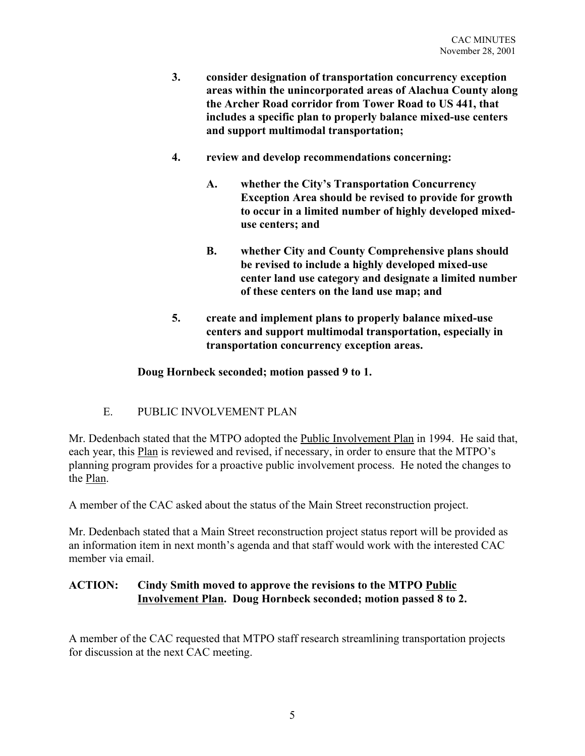**3. consider designation of transportation concurrency exception areas within the unincorporated areas of Alachua County along the Archer Road corridor from Tower Road to US 441, that includes a specific plan to properly balance mixed-use centers and support multimodal transportation;**

**4. review and develop recommendations concerning:**

   **A. whether the City's Transportation Concurrency Exception Area should be revised to provide for growth to occur in a limited number of highly developed mixed-use centers; and**

   **B. whether City and County Comprehensive plans should be revised to include a highly developed mixed-use center land use category and designate a limited number of these centers on the land use map; and**

**5. create and implement plans to properly balance mixed-use centers and support multimodal transportation, especially in transportation concurrency exception areas.**

**Doug Hornbeck seconded; motion passed 9 to 1.**

E. PUBLIC INVOLVEMENT PLAN

Mr. Dedenbach stated that the MTPO adopted the Public Involvement Plan in 1994. He said that, each year, this Plan is reviewed and revised, if necessary, in order to ensure that the MTPO's planning program provides for a proactive public involvement process. He noted the changes to the Plan.

A member of the CAC asked about the status of the Main Street reconstruction project.

Mr. Dedenbach stated that a Main Street reconstruction project status report will be provided as an information item in next month's agenda and that staff would work with the interested CAC member via email.

**ACTION: Cindy Smith moved to approve the revisions to the MTPO Public Involvement Plan. Doug Hornbeck seconded; motion passed 8 to 2.**

A member of the CAC requested that MTPO staff research streamlining transportation projects for discussion at the next CAC meeting.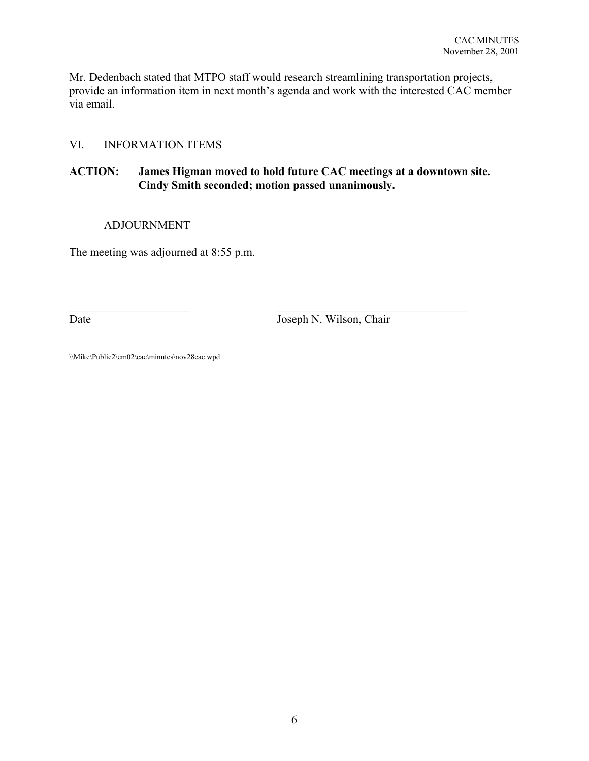Mr. Dedenbach stated that MTPO staff would research streamlining transportation projects, provide an information item in next month's agenda and work with the interested CAC member via email.

## VI. INFORMATION ITEMS

**ACTION: James Higman moved to hold future CAC meetings at a downtown site. Cindy Smith seconded; motion passed unanimously.**

## ADJOURNMENT

The meeting was adjourned at 8:55 p.m.

\_\_\_\_\_\_\_\_\_\_\_\_\_\_\_\_\_\_\_\_\_\_ \_\_\_\_\_\_\_\_\_\_\_\_\_\_\_\_\_\_\_\_\_\_\_\_\_\_\_\_\_\_\_\_\_\_\_

Date Joseph N. Wilson, Chair

\\Mike\Public2\em02\cac\minutes\nov28cac.wpd